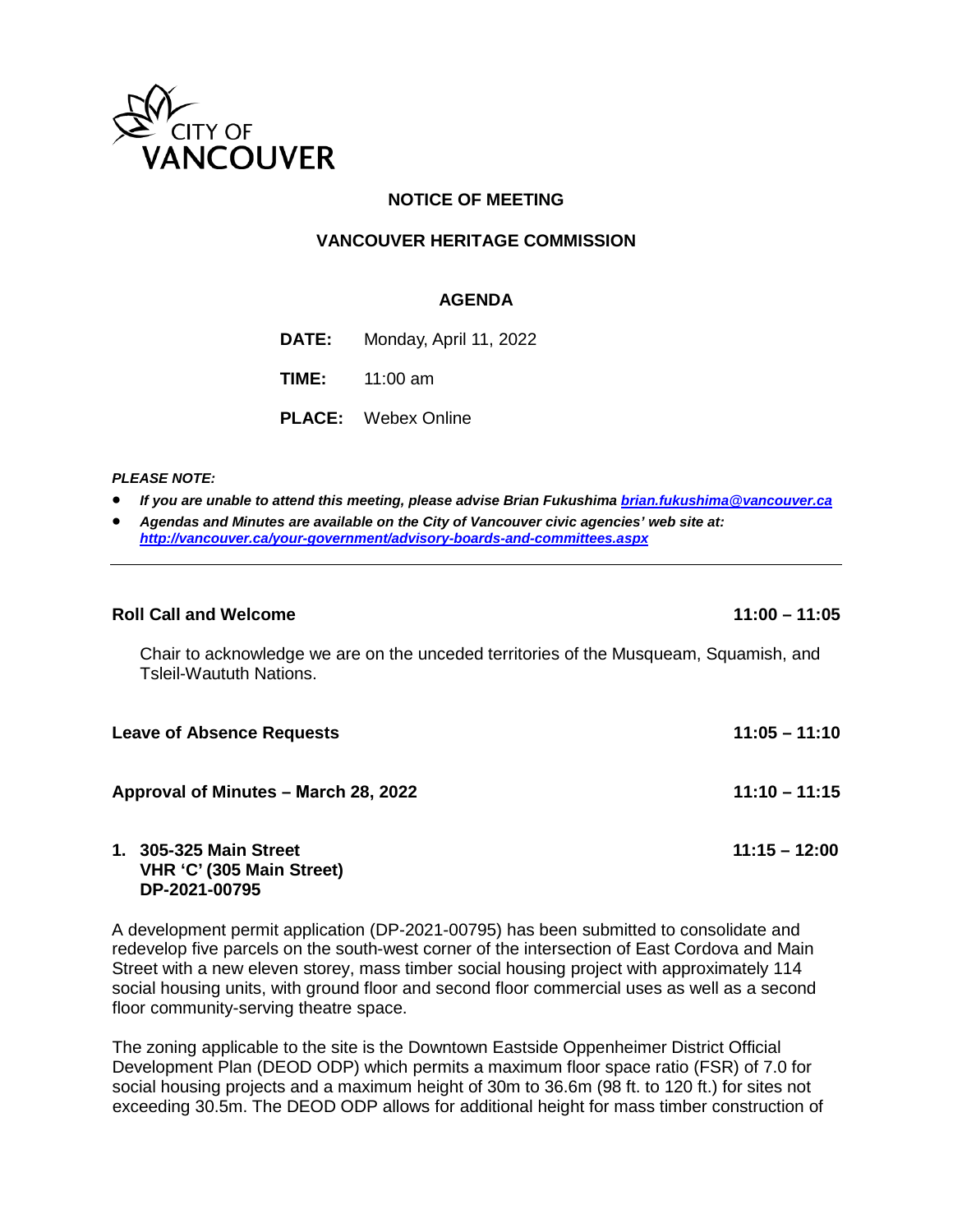CITY OF VANCOUVER

# NOTICE OF MEETING

## VANCOUVER HERITAGE COMMISSION

### AGENDA

**DATE:** Monday, April 11, 2022

**TIME:** 11:00 am

**PLACE:** Webex Online

***PLEASE NOTE:***

- ***If you are unable to attend this meeting, please advise Brian Fukushima [brian.fukushima@vancouver.ca](mailto:brian.fukushima@vancouver.ca)***
- ***Agendas and Minutes are available on the City of Vancouver civic agencies' web site at: [http://vancouver.ca/your-government/advisory-boards-and-committees.aspx](http://vancouver.ca/your-government/advisory-boards-and-committees.aspx)***

---

**Roll Call and Welcome** **11:00 – 11:05**

Chair to acknowledge we are on the unceded territories of the Musqueam, Squamish, and Tsleil-Waututh Nations.

**Leave of Absence Requests** **11:05 – 11:10**

**Approval of Minutes – March 28, 2022** **11:10 – 11:15**

**1. 305-325 Main Street** **11:15 – 12:00**
**VHR 'C' (305 Main Street)**
**DP-2021-00795**

A development permit application (DP-2021-00795) has been submitted to consolidate and redevelop five parcels on the south-west corner of the intersection of East Cordova and Main Street with a new eleven storey, mass timber social housing project with approximately 114 social housing units, with ground floor and second floor commercial uses as well as a second floor community-serving theatre space.

The zoning applicable to the site is the Downtown Eastside Oppenheimer District Official Development Plan (DEOD ODP) which permits a maximum floor space ratio (FSR) of 7.0 for social housing projects and a maximum height of 30m to 36.6m (98 ft. to 120 ft.) for sites not exceeding 30.5m. The DEOD ODP allows for additional height for mass timber construction of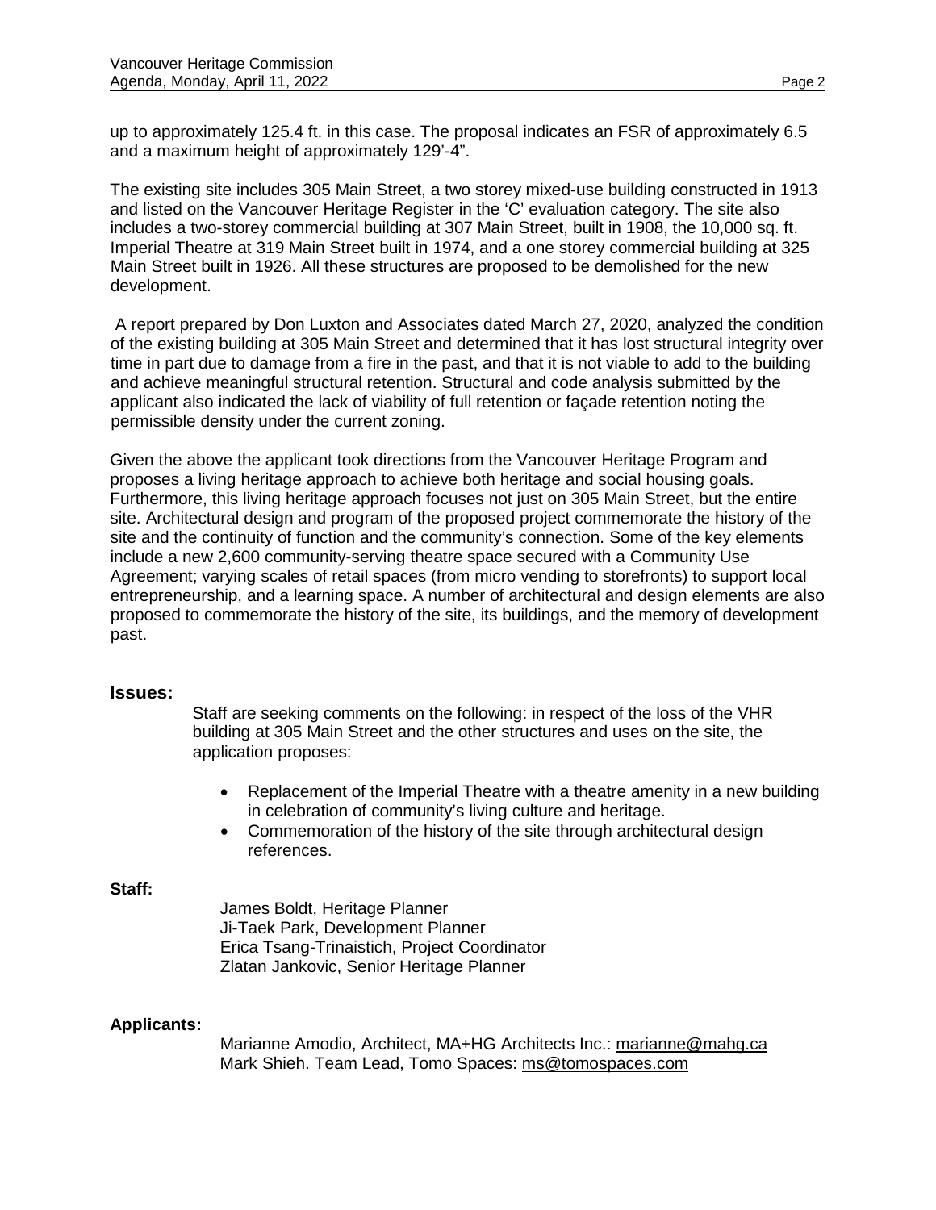up to approximately 125.4 ft. in this case. The proposal indicates an FSR of approximately 6.5 and a maximum height of approximately 129'-4".

The existing site includes 305 Main Street, a two storey mixed-use building constructed in 1913 and listed on the Vancouver Heritage Register in the 'C' evaluation category. The site also includes a two-storey commercial building at 307 Main Street, built in 1908, the 10,000 sq. ft. Imperial Theatre at 319 Main Street built in 1974, and a one storey commercial building at 325 Main Street built in 1926. All these structures are proposed to be demolished for the new development.

A report prepared by Don Luxton and Associates dated March 27, 2020, analyzed the condition of the existing building at 305 Main Street and determined that it has lost structural integrity over time in part due to damage from a fire in the past, and that it is not viable to add to the building and achieve meaningful structural retention. Structural and code analysis submitted by the applicant also indicated the lack of viability of full retention or façade retention noting the permissible density under the current zoning.

Given the above the applicant took directions from the Vancouver Heritage Program and proposes a living heritage approach to achieve both heritage and social housing goals. Furthermore, this living heritage approach focuses not just on 305 Main Street, but the entire site. Architectural design and program of the proposed project commemorate the history of the site and the continuity of function and the community's connection. Some of the key elements include a new 2,600 community-serving theatre space secured with a Community Use Agreement; varying scales of retail spaces (from micro vending to storefronts) to support local entrepreneurship, and a learning space. A number of architectural and design elements are also proposed to commemorate the history of the site, its buildings, and the memory of development past.

**Issues:**

Staff are seeking comments on the following: in respect of the loss of the VHR building at 305 Main Street and the other structures and uses on the site, the application proposes:

- Replacement of the Imperial Theatre with a theatre amenity in a new building in celebration of community's living culture and heritage.
- Commemoration of the history of the site through architectural design references.

**Staff:**

James Boldt, Heritage Planner
Ji-Taek Park, Development Planner
Erica Tsang-Trinaistich, Project Coordinator
Zlatan Jankovic, Senior Heritage Planner

**Applicants:**

Marianne Amodio, Architect, MA+HG Architects Inc.: marianne@mahg.ca
Mark Shieh. Team Lead, Tomo Spaces: ms@tomospaces.com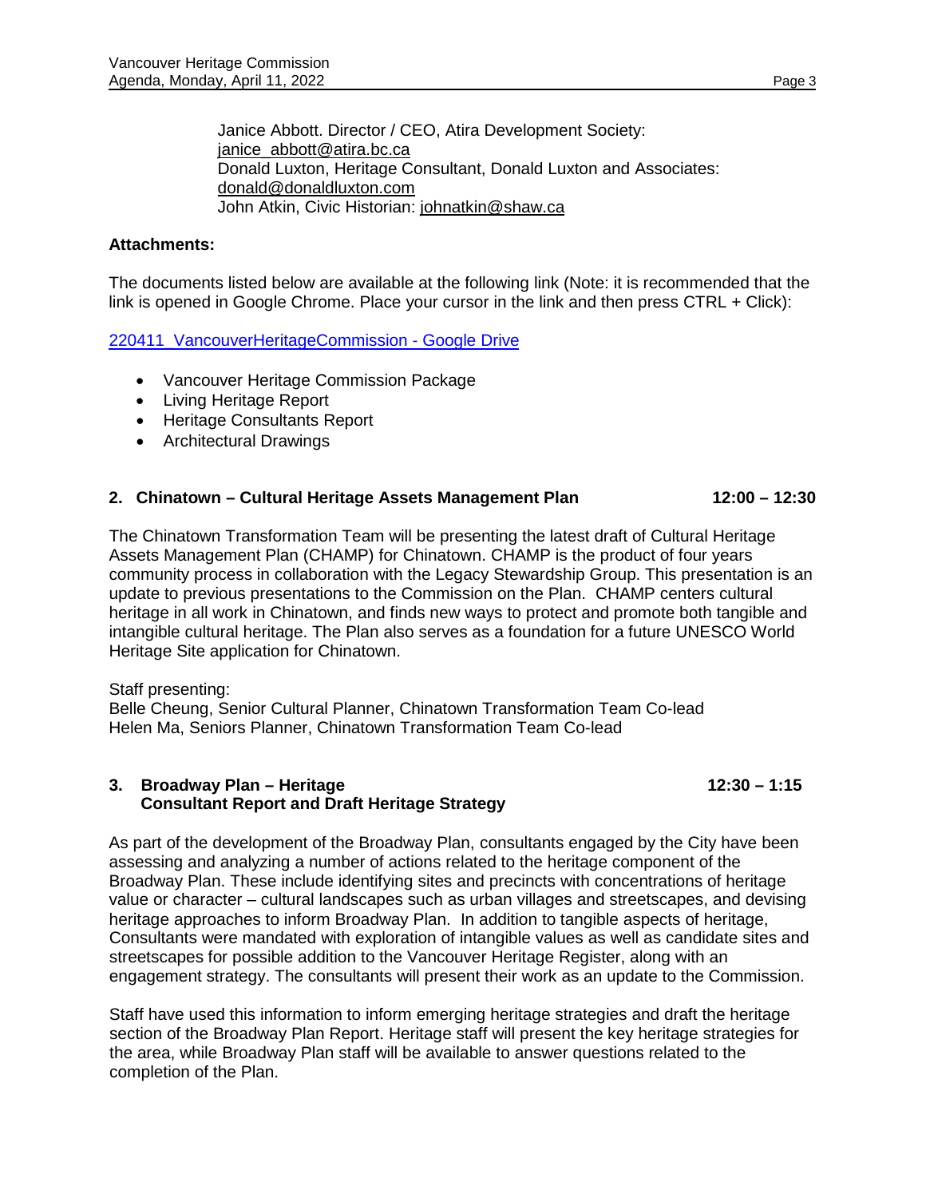Janice Abbott. Director / CEO, Atira Development Society: janice_abbott@atira.bc.ca
Donald Luxton, Heritage Consultant, Donald Luxton and Associates: donald@donaldluxton.com
John Atkin, Civic Historian: johnatkin@shaw.ca

**Attachments:**

The documents listed below are available at the following link (Note: it is recommended that the link is opened in Google Chrome. Place your cursor in the link and then press CTRL + Click):

220411_VancouverHeritageCommission - Google Drive

- Vancouver Heritage Commission Package
- Living Heritage Report
- Heritage Consultants Report
- Architectural Drawings

### 2. Chinatown – Cultural Heritage Assets Management Plan 12:00 – 12:30

The Chinatown Transformation Team will be presenting the latest draft of Cultural Heritage Assets Management Plan (CHAMP) for Chinatown. CHAMP is the product of four years community process in collaboration with the Legacy Stewardship Group. This presentation is an update to previous presentations to the Commission on the Plan. CHAMP centers cultural heritage in all work in Chinatown, and finds new ways to protect and promote both tangible and intangible cultural heritage. The Plan also serves as a foundation for a future UNESCO World Heritage Site application for Chinatown.

Staff presenting:
Belle Cheung, Senior Cultural Planner, Chinatown Transformation Team Co-lead
Helen Ma, Seniors Planner, Chinatown Transformation Team Co-lead

### 3. Broadway Plan – Heritage Consultant Report and Draft Heritage Strategy 12:30 – 1:15

As part of the development of the Broadway Plan, consultants engaged by the City have been assessing and analyzing a number of actions related to the heritage component of the Broadway Plan. These include identifying sites and precincts with concentrations of heritage value or character – cultural landscapes such as urban villages and streetscapes, and devising heritage approaches to inform Broadway Plan. In addition to tangible aspects of heritage, Consultants were mandated with exploration of intangible values as well as candidate sites and streetscapes for possible addition to the Vancouver Heritage Register, along with an engagement strategy. The consultants will present their work as an update to the Commission.

Staff have used this information to inform emerging heritage strategies and draft the heritage section of the Broadway Plan Report. Heritage staff will present the key heritage strategies for the area, while Broadway Plan staff will be available to answer questions related to the completion of the Plan.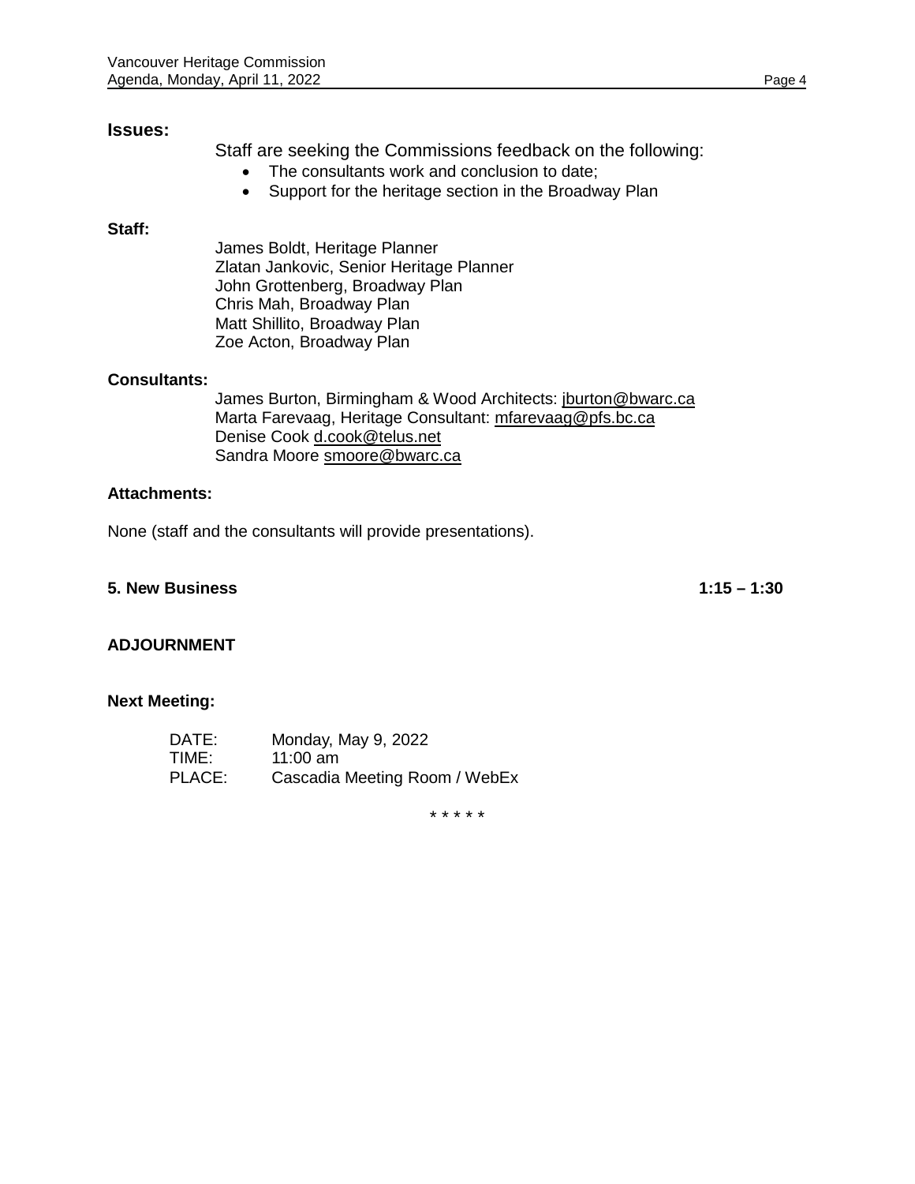**Issues:**

Staff are seeking the Commissions feedback on the following:

- The consultants work and conclusion to date;
- Support for the heritage section in the Broadway Plan

**Staff:**

James Boldt, Heritage Planner
Zlatan Jankovic, Senior Heritage Planner
John Grottenberg, Broadway Plan
Chris Mah, Broadway Plan
Matt Shillito, Broadway Plan
Zoe Acton, Broadway Plan

**Consultants:**

James Burton, Birmingham & Wood Architects: jburton@bwarc.ca
Marta Farevaag, Heritage Consultant: mfarevaag@pfs.bc.ca
Denise Cook d.cook@telus.net
Sandra Moore smoore@bwarc.ca

**Attachments:**

None (staff and the consultants will provide presentations).

**5. New Business** **1:15 – 1:30**

**ADJOURNMENT**

**Next Meeting:**

DATE: Monday, May 9, 2022
TIME: 11:00 am
PLACE: Cascadia Meeting Room / WebEx

* * * * *